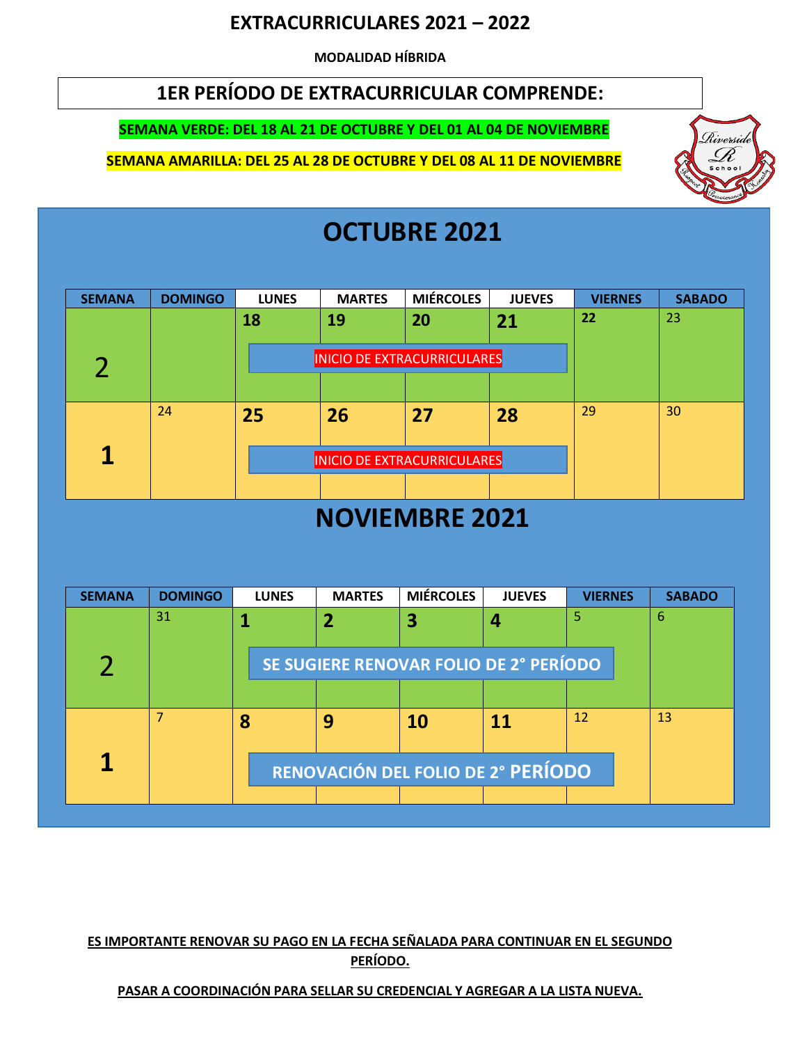# EXTRACURRICULARES 2021 – 2022

**MODALIDAD HÍBRIDA**

## 1ER PERÍODO DE EXTRACURRICULAR COMPRENDE:

**SEMANA VERDE: DEL 18 AL 21 DE OCTUBRE Y DEL 01 AL 04 DE NOVIEMBRE**

**SEMANA AMARILLA: DEL 25 AL 28 DE OCTUBRE Y DEL 08 AL 11 DE NOVIEMBRE**

## OCTUBRE 2021

| SEMANA | DOMINGO | LUNES | MARTES | MIÉRCOLES | JUEVES | VIERNES | SABADO |
|---|---|---|---|---|---|---|---|
| 2 | | 18 | 19 | 20 | 21 | 22 | 23 |
| | | INICIO DE EXTRACURRICULARES | | | | | |
| 1 | 24 | 25 | 26 | 27 | 28 | 29 | 30 |
| | | INICIO DE EXTRACURRICULARES | | | | | |

## NOVIEMBRE 2021

| SEMANA | DOMINGO | LUNES | MARTES | MIÉRCOLES | JUEVES | VIERNES | SABADO |
|---|---|---|---|---|---|---|---|
| 2 | 31 | 1 | 2 | 3 | 4 | 5 | 6 |
| | | SE SUGIERE RENOVAR FOLIO DE 2° PERÍODO | | | | | |
| 1 | 7 | 8 | 9 | 10 | 11 | 12 | 13 |
| | | RENOVACIÓN DEL FOLIO DE 2° PERÍODO | | | | | |

**ES IMPORTANTE RENOVAR SU PAGO EN LA FECHA SEÑALADA PARA CONTINUAR EN EL SEGUNDO PERÍODO.**

**PASAR A COORDINACIÓN PARA SELLAR SU CREDENCIAL Y AGREGAR A LA LISTA NUEVA.**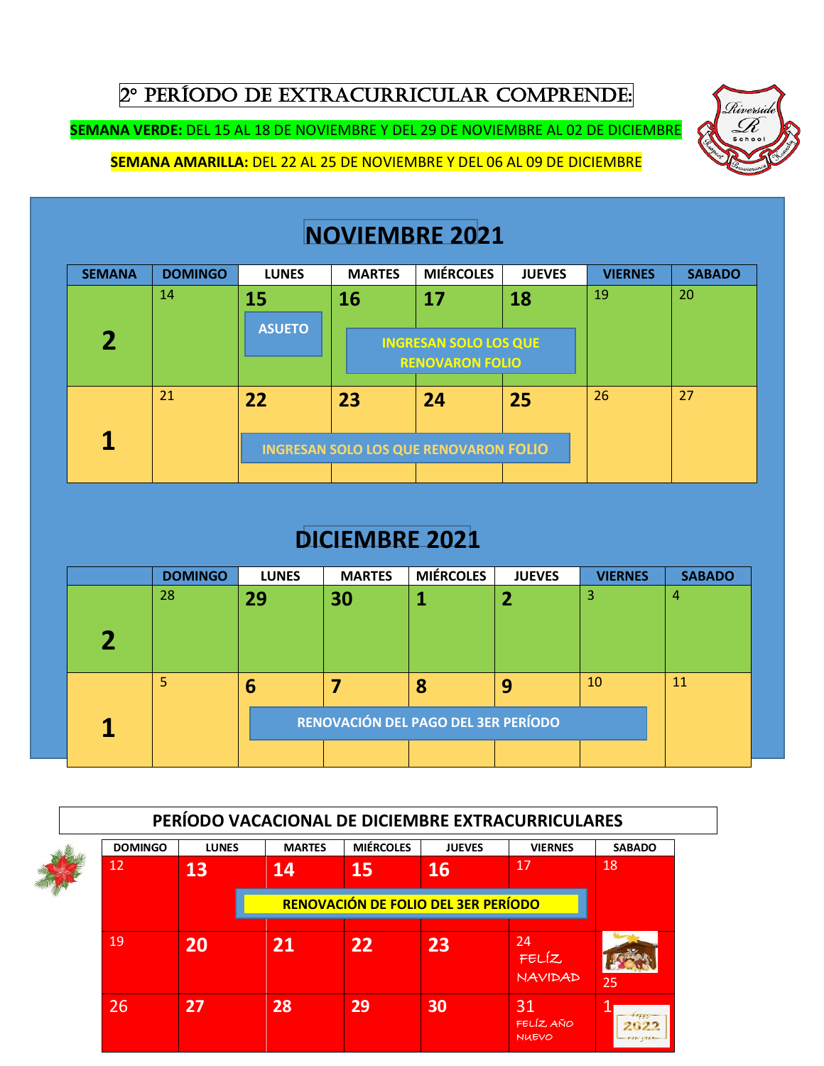# 2° PERÍODO DE EXTRACURRICULAR COMPRENDE:

**SEMANA VERDE:** DEL 15 AL 18 DE NOVIEMBRE Y DEL 29 DE NOVIEMBRE AL 02 DE DICIEMBRE

**SEMANA AMARILLA:** DEL 22 AL 25 DE NOVIEMBRE Y DEL 06 AL 09 DE DICIEMBRE

## NOVIEMBRE 2021

| SEMANA | DOMINGO | LUNES | MARTES | MIÉRCOLES | JUEVES | VIERNES | SABADO |
|---|---|---|---|---|---|---|---|
| 2 | 14 | 15 ASUETO | 16 | 17 | 18 | 19 | 20 |
| 1 | 21 | 22 | 23 | 24 | 25 | 26 | 27 |

Semana 2 (16 al 18): INGRESAN SOLO LOS QUE RENOVARON FOLIO

Semana 1 (22 al 25): INGRESAN SOLO LOS QUE RENOVARON FOLIO

## DICIEMBRE 2021

| | DOMINGO | LUNES | MARTES | MIÉRCOLES | JUEVES | VIERNES | SABADO |
|---|---|---|---|---|---|---|---|
| 2 | 28 | 29 | 30 | 1 | 2 | 3 | 4 |
| 1 | 5 | 6 | 7 | 8 | 9 | 10 | 11 |

Semana 1 (6 al 9): RENOVACIÓN DEL PAGO DEL 3ER PERÍODO

## PERÍODO VACACIONAL DE DICIEMBRE EXTRACURRICULARES

| DOMINGO | LUNES | MARTES | MIÉRCOLES | JUEVES | VIERNES | SABADO |
|---|---|---|---|---|---|---|
| 12 | 13 | 14 | 15 | 16 | 17 | 18 |
| 19 | 20 | 21 | 22 | 23 | 24 FELÍZ NAVIDAD | 25 |
| 26 | 27 | 28 | 29 | 30 | 31 FELÍZ AÑO NUEVO | 1 |

13 al 16: RENOVACIÓN DE FOLIO DEL 3ER PERÍODO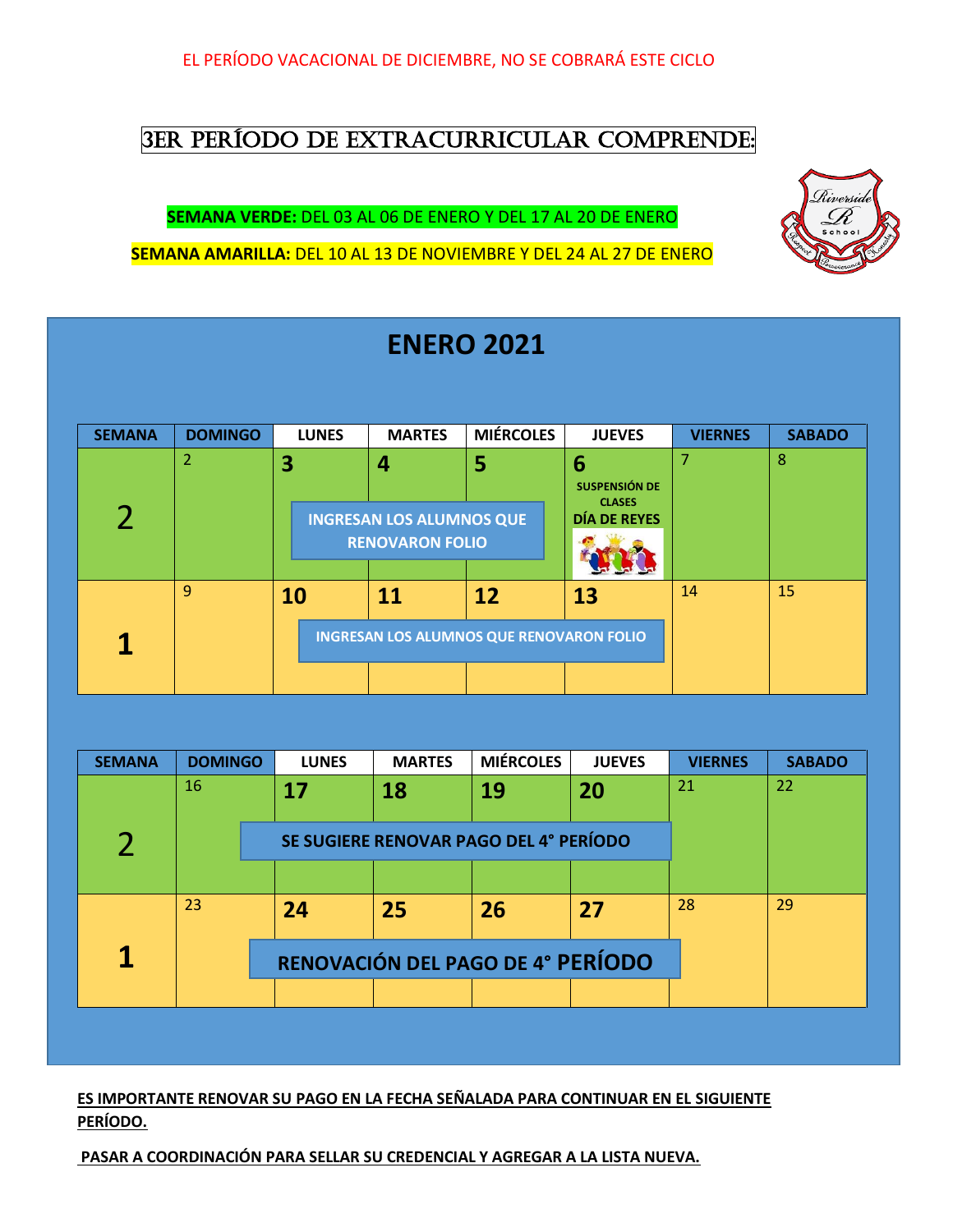EL PERÍODO VACACIONAL DE DICIEMBRE, NO SE COBRARÁ ESTE CICLO

# 3ER PERÍODO DE EXTRACURRICULAR COMPRENDE:

**SEMANA VERDE:** DEL 03 AL 06 DE ENERO Y DEL 17 AL 20 DE ENERO

**SEMANA AMARILLA:** DEL 10 AL 13 DE NOVIEMBRE Y DEL 24 AL 27 DE ENERO

## ENERO 2021

| SEMANA | DOMINGO | LUNES | MARTES | MIÉRCOLES | JUEVES | VIERNES | SABADO |
|---|---|---|---|---|---|---|---|
| 2 | 2 | 3 | 4 | 5 | 6 SUSPENSIÓN DE CLASES DÍA DE REYES | 7 | 8 |
| | | INGRESAN LOS ALUMNOS QUE RENOVARON FOLIO | | | | | |
| 1 | 9 | 10 | 11 | 12 | 13 | 14 | 15 |
| | | INGRESAN LOS ALUMNOS QUE RENOVARON FOLIO | | | | | |

| SEMANA | DOMINGO | LUNES | MARTES | MIÉRCOLES | JUEVES | VIERNES | SABADO |
|---|---|---|---|---|---|---|---|
| 2 | 16 | 17 | 18 | 19 | 20 | 21 | 22 |
| | | SE SUGIERE RENOVAR PAGO DEL 4° PERÍODO | | | | | |
| 1 | 23 | 24 | 25 | 26 | 27 | 28 | 29 |
| | | RENOVACIÓN DEL PAGO DE 4° PERÍODO | | | | | |

**ES IMPORTANTE RENOVAR SU PAGO EN LA FECHA SEÑALADA PARA CONTINUAR EN EL SIGUIENTE PERÍODO.**

**PASAR A COORDINACIÓN PARA SELLAR SU CREDENCIAL Y AGREGAR A LA LISTA NUEVA.**